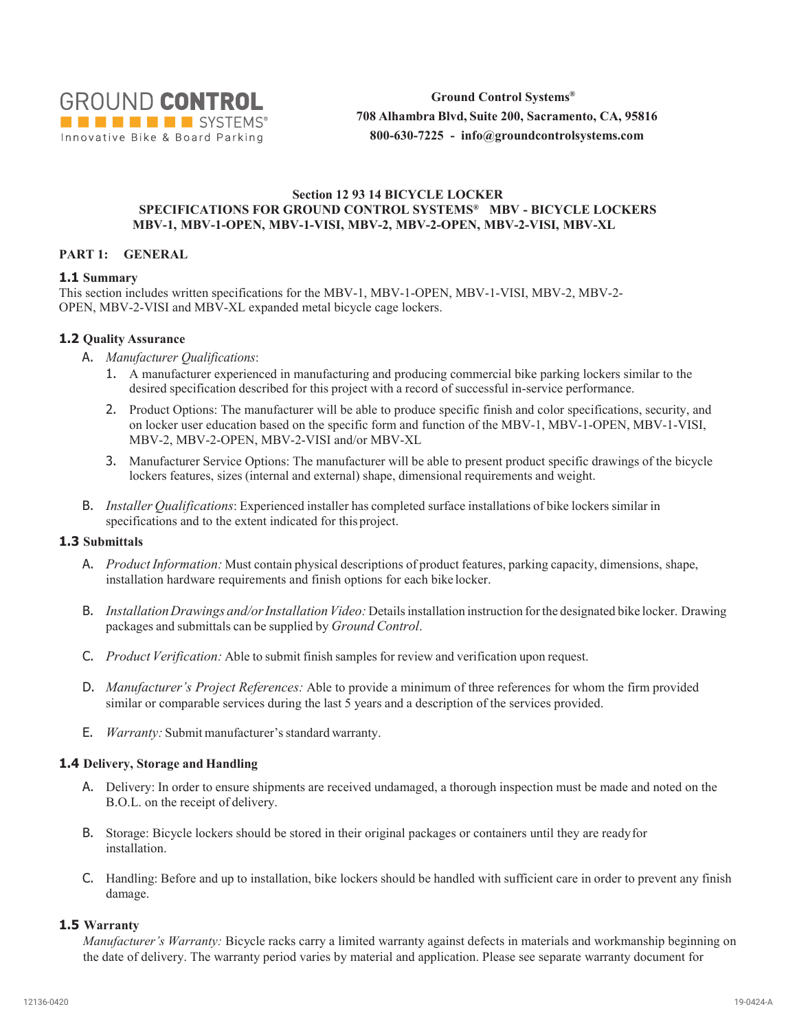GROUND **CONTROL** SYSTEMS®
Innovative Bike & Board Parking

**Ground Control Systems®**
**708 Alhambra Blvd, Suite 200, Sacramento, CA, 95816**
**800-630-7225 - info@groundcontrolsystems.com**

**Section 12 93 14 BICYCLE LOCKER**
**SPECIFICATIONS FOR GROUND CONTROL SYSTEMS® MBV - BICYCLE LOCKERS**
**MBV-1, MBV-1-OPEN, MBV-1-VISI, MBV-2, MBV-2-OPEN, MBV-2-VISI, MBV-XL**

## PART 1: GENERAL

### 1.1 Summary

This section includes written specifications for the MBV-1, MBV-1-OPEN, MBV-1-VISI, MBV-2, MBV-2-OPEN, MBV-2-VISI and MBV-XL expanded metal bicycle cage lockers.

### 1.2 Quality Assurance

A. *Manufacturer Qualifications*:

1. A manufacturer experienced in manufacturing and producing commercial bike parking lockers similar to the desired specification described for this project with a record of successful in-service performance.
2. Product Options: The manufacturer will be able to produce specific finish and color specifications, security, and on locker user education based on the specific form and function of the MBV-1, MBV-1-OPEN, MBV-1-VISI, MBV-2, MBV-2-OPEN, MBV-2-VISI and/or MBV-XL
3. Manufacturer Service Options: The manufacturer will be able to present product specific drawings of the bicycle lockers features, sizes (internal and external) shape, dimensional requirements and weight.

B. *Installer Qualifications*: Experienced installer has completed surface installations of bike lockers similar in specifications and to the extent indicated for this project.

### 1.3 Submittals

A. *Product Information:* Must contain physical descriptions of product features, parking capacity, dimensions, shape, installation hardware requirements and finish options for each bike locker.

B. *Installation Drawings and/or Installation Video:* Details installation instruction for the designated bike locker. Drawing packages and submittals can be supplied by *Ground Control*.

C. *Product Verification:* Able to submit finish samples for review and verification upon request.

D. *Manufacturer's Project References:* Able to provide a minimum of three references for whom the firm provided similar or comparable services during the last 5 years and a description of the services provided.

E. *Warranty:* Submit manufacturer's standard warranty.

### 1.4 Delivery, Storage and Handling

A. Delivery: In order to ensure shipments are received undamaged, a thorough inspection must be made and noted on the B.O.L. on the receipt of delivery.

B. Storage: Bicycle lockers should be stored in their original packages or containers until they are ready for installation.

C. Handling: Before and up to installation, bike lockers should be handled with sufficient care in order to prevent any finish damage.

### 1.5 Warranty

*Manufacturer's Warranty:* Bicycle racks carry a limited warranty against defects in materials and workmanship beginning on the date of delivery. The warranty period varies by material and application. Please see separate warranty document for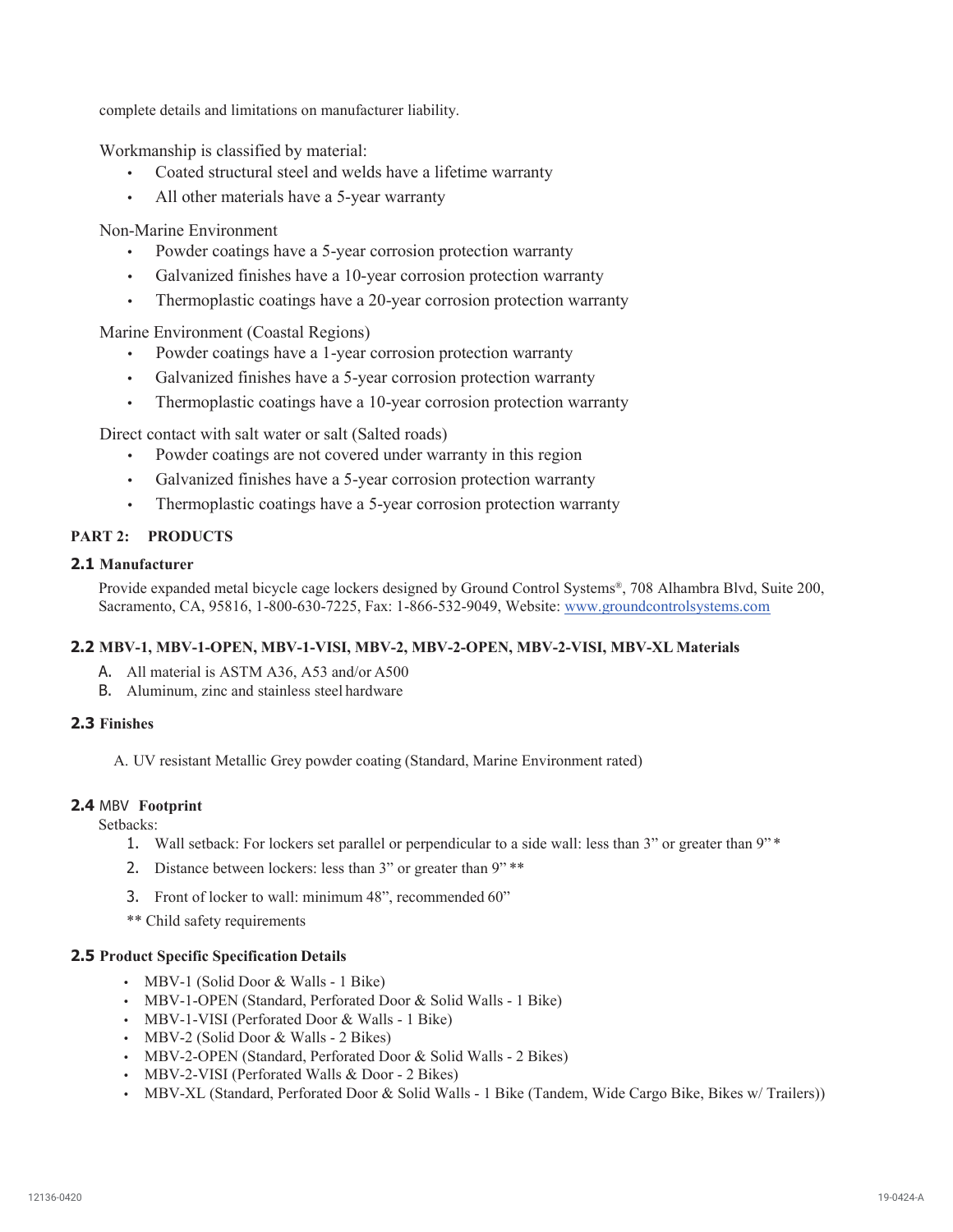complete details and limitations on manufacturer liability.

Workmanship is classified by material:

- Coated structural steel and welds have a lifetime warranty
- All other materials have a 5-year warranty

Non-Marine Environment

- Powder coatings have a 5-year corrosion protection warranty
- Galvanized finishes have a 10-year corrosion protection warranty
- Thermoplastic coatings have a 20-year corrosion protection warranty

Marine Environment (Coastal Regions)

- Powder coatings have a 1-year corrosion protection warranty
- Galvanized finishes have a 5-year corrosion protection warranty
- Thermoplastic coatings have a 10-year corrosion protection warranty

Direct contact with salt water or salt (Salted roads)

- Powder coatings are not covered under warranty in this region
- Galvanized finishes have a 5-year corrosion protection warranty
- Thermoplastic coatings have a 5-year corrosion protection warranty

## PART 2: PRODUCTS

### 2.1 Manufacturer

Provide expanded metal bicycle cage lockers designed by Ground Control Systems®, 708 Alhambra Blvd, Suite 200, Sacramento, CA, 95816, 1-800-630-7225, Fax: 1-866-532-9049, Website: [www.groundcontrolsystems.com](http://www.groundcontrolsystems.com)

### 2.2 MBV-1, MBV-1-OPEN, MBV-1-VISI, MBV-2, MBV-2-OPEN, MBV-2-VISI, MBV-XL Materials

A. All material is ASTM A36, A53 and/or A500

B. Aluminum, zinc and stainless steel hardware

### 2.3 Finishes

A. UV resistant Metallic Grey powder coating (Standard, Marine Environment rated)

### 2.4 MBV Footprint

Setbacks:

1. Wall setback: For lockers set parallel or perpendicular to a side wall: less than 3” or greater than 9” *
2. Distance between lockers: less than 3” or greater than 9” **
3. Front of locker to wall: minimum 48”, recommended 60”

** Child safety requirements

### 2.5 Product Specific Specification Details

- MBV-1 (Solid Door & Walls - 1 Bike)
- MBV-1-OPEN (Standard, Perforated Door & Solid Walls - 1 Bike)
- MBV-1-VISI (Perforated Door & Walls - 1 Bike)
- MBV-2 (Solid Door & Walls - 2 Bikes)
- MBV-2-OPEN (Standard, Perforated Door & Solid Walls - 2 Bikes)
- MBV-2-VISI (Perforated Walls & Door - 2 Bikes)
- MBV-XL (Standard, Perforated Door & Solid Walls - 1 Bike (Tandem, Wide Cargo Bike, Bikes w/ Trailers))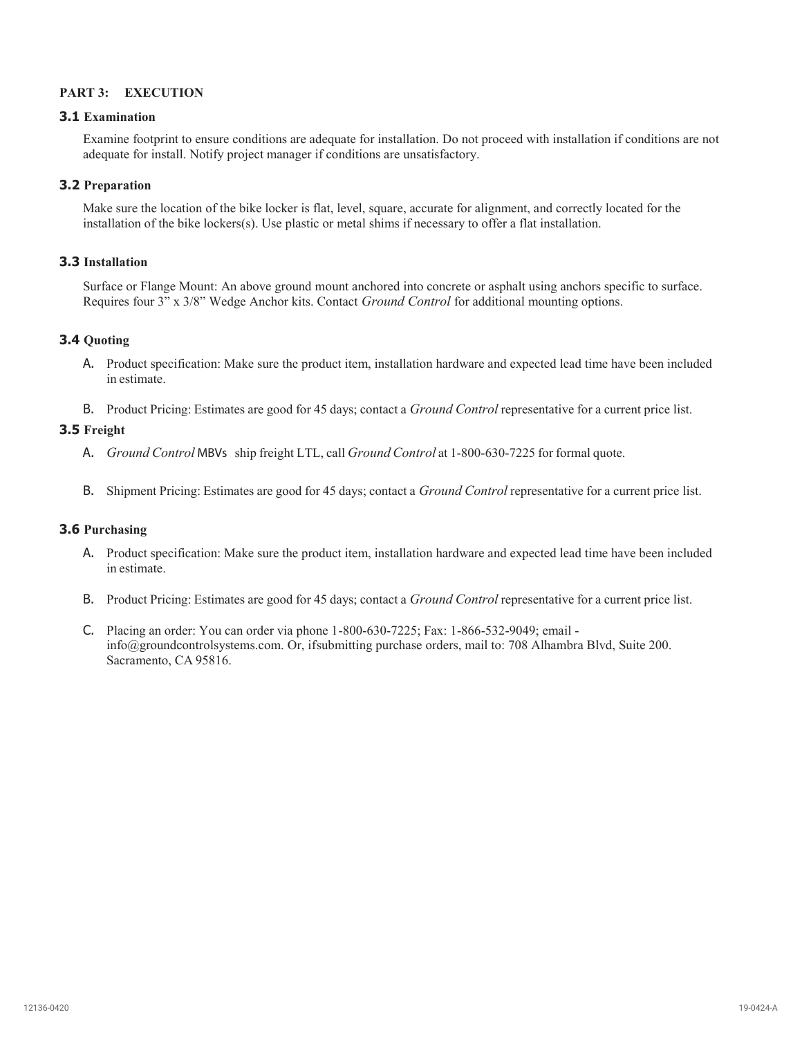## PART 3: EXECUTION

### 3.1 Examination

Examine footprint to ensure conditions are adequate for installation. Do not proceed with installation if conditions are not adequate for install. Notify project manager if conditions are unsatisfactory.

### 3.2 Preparation

Make sure the location of the bike locker is flat, level, square, accurate for alignment, and correctly located for the installation of the bike lockers(s). Use plastic or metal shims if necessary to offer a flat installation.

### 3.3 Installation

Surface or Flange Mount: An above ground mount anchored into concrete or asphalt using anchors specific to surface. Requires four 3” x 3/8” Wedge Anchor kits. Contact *Ground Control* for additional mounting options.

### 3.4 Quoting

A. Product specification: Make sure the product item, installation hardware and expected lead time have been included in estimate.

B. Product Pricing: Estimates are good for 45 days; contact a *Ground Control* representative for a current price list.

### 3.5 Freight

A. *Ground Control* MBVs ship freight LTL, call *Ground Control* at 1-800-630-7225 for formal quote.

B. Shipment Pricing: Estimates are good for 45 days; contact a *Ground Control* representative for a current price list.

### 3.6 Purchasing

A. Product specification: Make sure the product item, installation hardware and expected lead time have been included in estimate.

B. Product Pricing: Estimates are good for 45 days; contact a *Ground Control* representative for a current price list.

C. Placing an order: You can order via phone 1-800-630-7225; Fax: 1-866-532-9049; email - info@groundcontrolsystems.com. Or, ifsubmitting purchase orders, mail to: 708 Alhambra Blvd, Suite 200. Sacramento, CA 95816.